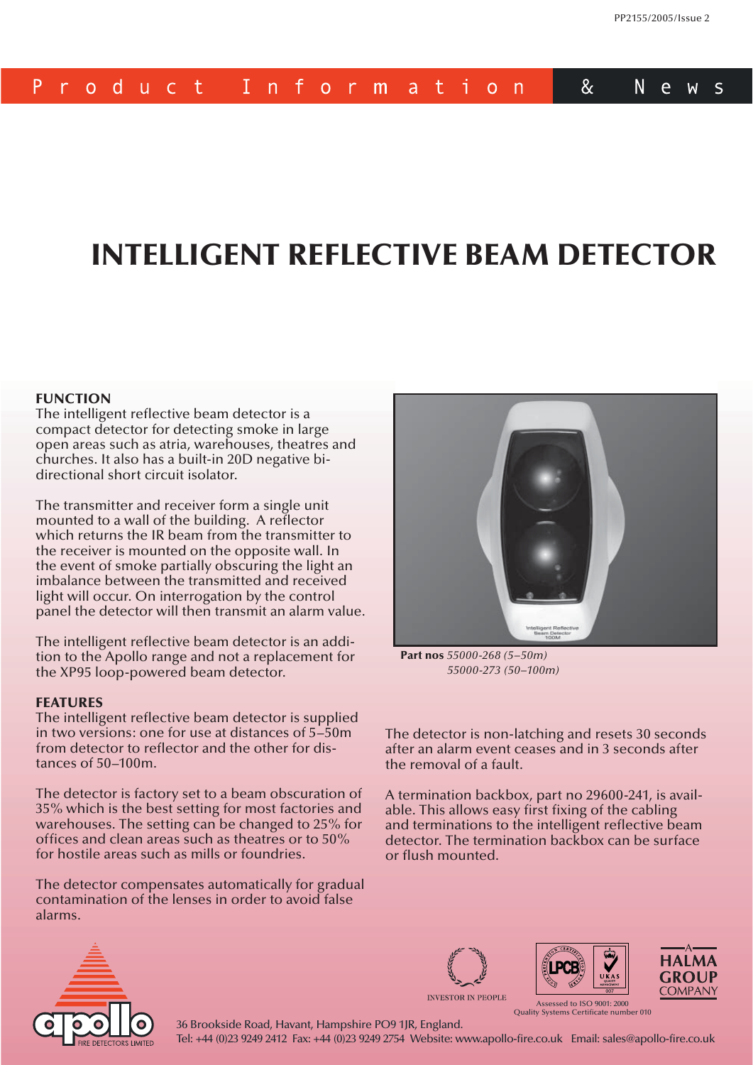Product Information & News

# INTELLIGENT REFLECTIVE BEAM DETECTOR

## FUNCTION

The intelligent reflective beam detector is a compact detector for detecting smoke in large open areas such as atria, warehouses, theatres and churches. It also has a built-in 20D negative bi-directional short circuit isolator.

The transmitter and receiver form a single unit mounted to a wall of the building. A reflector which returns the IR beam from the transmitter to the receiver is mounted on the opposite wall. In the event of smoke partially obscuring the light an imbalance between the transmitted and received light will occur. On interrogation by the control panel the detector will then transmit an alarm value.

The intelligent reflective beam detector is an addition to the Apollo range and not a replacement for the XP95 loop-powered beam detector.

**Part nos** *55000-268 (5–50m)*
*55000-273 (50–100m)*

## FEATURES

The intelligent reflective beam detector is supplied in two versions: one for use at distances of 5–50m from detector to reflector and the other for distances of 50–100m.

The detector is factory set to a beam obscuration of 35% which is the best setting for most factories and warehouses. The setting can be changed to 25% for offices and clean areas such as theatres or to 50% for hostile areas such as mills or foundries.

The detector compensates automatically for gradual contamination of the lenses in order to avoid false alarms.

The detector is non-latching and resets 30 seconds after an alarm event ceases and in 3 seconds after the removal of a fault.

A termination backbox, part no 29600-241, is available. This allows easy first fixing of the cabling and terminations to the intelligent reflective beam detector. The termination backbox can be surface or flush mounted.

INVESTOR IN PEOPLE

Assessed to ISO 9001: 2000
Quality Systems Certificate number 010

A HALMA GROUP COMPANY

apollo FIRE DETECTORS LIMITED

36 Brookside Road, Havant, Hampshire PO9 1JR, England.
Tel: +44 (0)23 9249 2412 Fax: +44 (0)23 9249 2754 Website: www.apollo-fire.co.uk Email: sales@apollo-fire.co.uk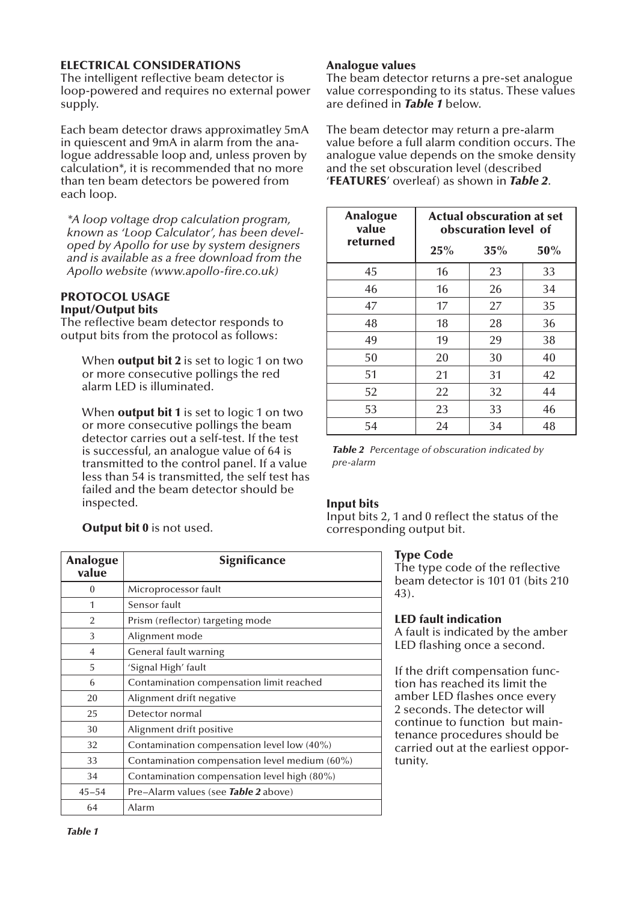## ELECTRICAL CONSIDERATIONS

The intelligent reflective beam detector is loop-powered and requires no external power supply.

Each beam detector draws approximatley 5mA in quiescent and 9mA in alarm from the analogue addressable loop and, unless proven by calculation*, it is recommended that no more than ten beam detectors be powered from each loop.

*\*A loop voltage drop calculation program, known as 'Loop Calculator', has been developed by Apollo for use by system designers and is available as a free download from the Apollo website (www.apollo-fire.co.uk)*

## PROTOCOL USAGE

### Input/Output bits

The reflective beam detector responds to output bits from the protocol as follows:

When **output bit 2** is set to logic 1 on two or more consecutive pollings the red alarm LED is illuminated.

When **output bit 1** is set to logic 1 on two or more consecutive pollings the beam detector carries out a self-test. If the test is successful, an analogue value of 64 is transmitted to the control panel. If a value less than 54 is transmitted, the self test has failed and the beam detector should be inspected.

**Output bit 0** is not used.

| Analogue value | Significance |
|---|---|
| 0 | Microprocessor fault |
| 1 | Sensor fault |
| 2 | Prism (reflector) targeting mode |
| 3 | Alignment mode |
| 4 | General fault warning |
| 5 | 'Signal High' fault |
| 6 | Contamination compensation limit reached |
| 20 | Alignment drift negative |
| 25 | Detector normal |
| 30 | Alignment drift positive |
| 32 | Contamination compensation level low (40%) |
| 33 | Contamination compensation level medium (60%) |
| 34 | Contamination compensation level high (80%) |
| 45–54 | Pre–Alarm values (see ***Table 2*** above) |
| 64 | Alarm |

***Table 1***

### Analogue values

The beam detector returns a pre-set analogue value corresponding to its status. These values are defined in ***Table 1*** below.

The beam detector may return a pre-alarm value before a full alarm condition occurs. The analogue value depends on the smoke density and the set obscuration level (described '**FEATURES**' overleaf) as shown in ***Table 2***.

| Analogue value returned | Actual obscuration at set obscuration level of | | |
|---|---|---|---|
| | 25% | 35% | 50% |
| 45 | 16 | 23 | 33 |
| 46 | 16 | 26 | 34 |
| 47 | 17 | 27 | 35 |
| 48 | 18 | 28 | 36 |
| 49 | 19 | 29 | 38 |
| 50 | 20 | 30 | 40 |
| 51 | 21 | 31 | 42 |
| 52 | 22 | 32 | 44 |
| 53 | 23 | 33 | 46 |
| 54 | 24 | 34 | 48 |

***Table 2*** *Percentage of obscuration indicated by pre-alarm*

### Input bits

Input bits 2, 1 and 0 reflect the status of the corresponding output bit.

### Type Code

The type code of the reflective beam detector is 101 01 (bits 210 43).

### LED fault indication

A fault is indicated by the amber LED flashing once a second.

If the drift compensation function has reached its limit the amber LED flashes once every 2 seconds. The detector will continue to function but maintenance procedures should be carried out at the earliest opportunity.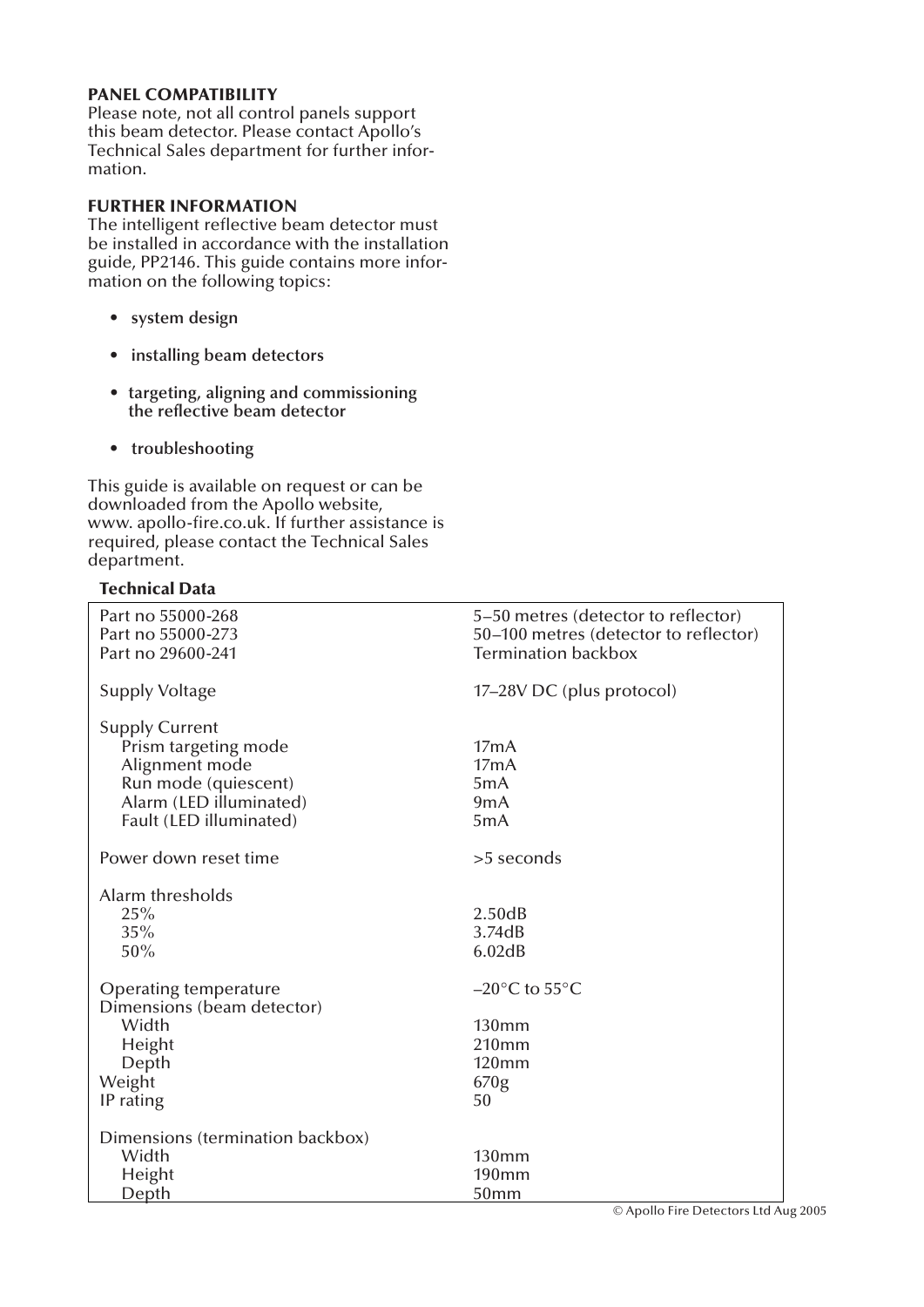**PANEL COMPATIBILITY**

Please note, not all control panels support this beam detector. Please contact Apollo's Technical Sales department for further information.

**FURTHER INFORMATION**

The intelligent reflective beam detector must be installed in accordance with the installation guide, PP2146. This guide contains more information on the following topics:

- **system design**
- **installing beam detectors**
- **targeting, aligning and commissioning the reflective beam detector**
- **troubleshooting**

This guide is available on request or can be downloaded from the Apollo website, www. apollo-fire.co.uk. If further assistance is required, please contact the Technical Sales department.

**Technical Data**

| | |
|---|---|
| Part no 55000-268 | 5–50 metres (detector to reflector) |
| Part no 55000-273 | 50–100 metres (detector to reflector) |
| Part no 29600-241 | Termination backbox |
| Supply Voltage | 17–28V DC (plus protocol) |
| Supply Current | |
| Prism targeting mode | 17mA |
| Alignment mode | 17mA |
| Run mode (quiescent) | 5mA |
| Alarm (LED illuminated) | 9mA |
| Fault (LED illuminated) | 5mA |
| Power down reset time | >5 seconds |
| Alarm thresholds | |
| 25% | 2.50dB |
| 35% | 3.74dB |
| 50% | 6.02dB |
| Operating temperature | –20°C to 55°C |
| Dimensions (beam detector) | |
| Width | 130mm |
| Height | 210mm |
| Depth | 120mm |
| Weight | 670g |
| IP rating | 50 |
| Dimensions (termination backbox) | |
| Width | 130mm |
| Height | 190mm |
| Depth | 50mm |

© Apollo Fire Detectors Ltd Aug 2005